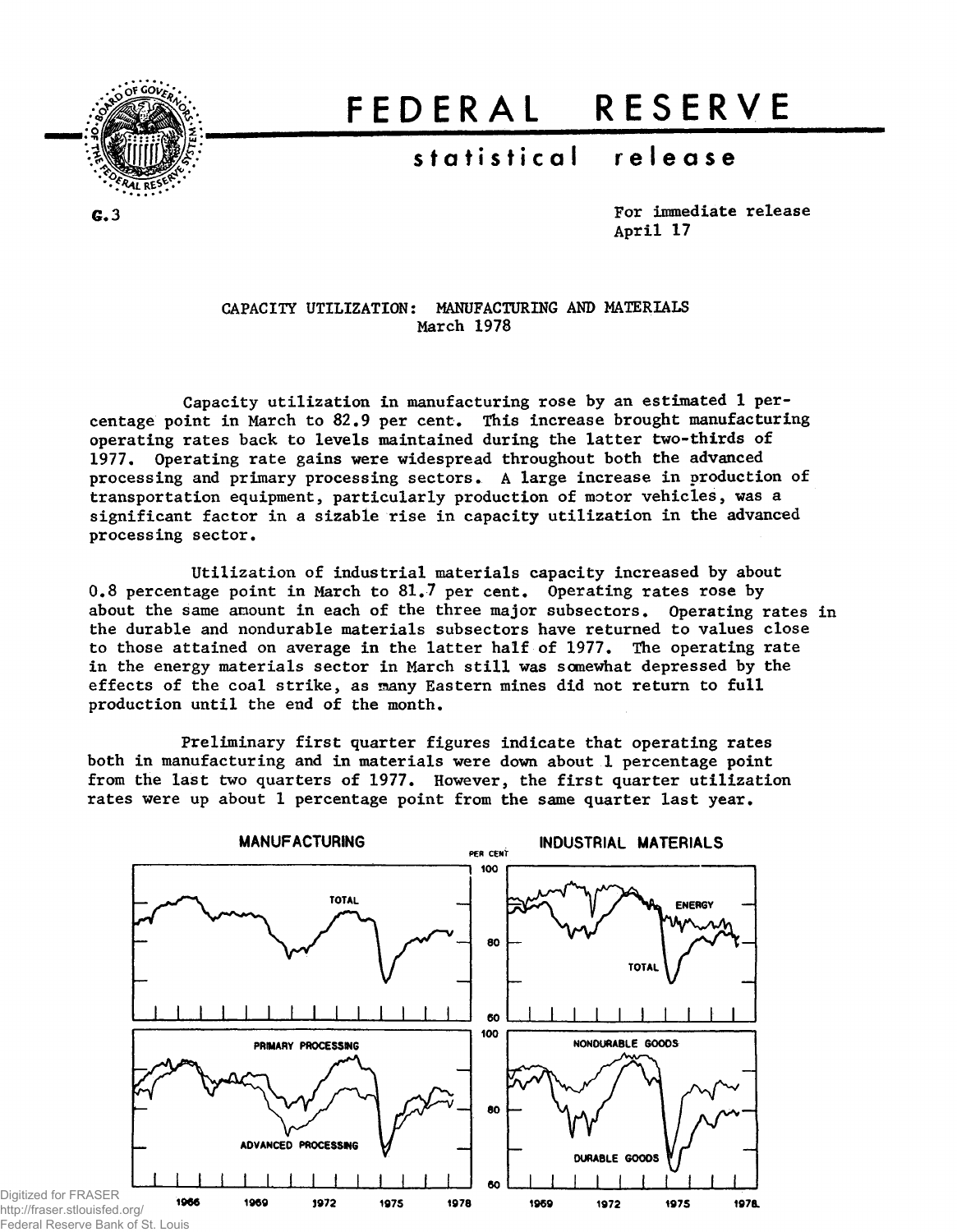# FEDERAL RESERVE

## statistical release

G.3

For immediate release
April 17

### CAPACITY UTILIZATION: MANUFACTURING AND MATERIALS
March 1978

Capacity utilization in manufacturing rose by an estimated 1 percentage point in March to 82.9 per cent. This increase brought manufacturing operating rates back to levels maintained during the latter two-thirds of 1977. Operating rate gains were widespread throughout both the advanced processing and primary processing sectors. A large increase in production of transportation equipment, particularly production of motor vehicles, was a significant factor in a sizable rise in capacity utilization in the advanced processing sector.

Utilization of industrial materials capacity increased by about 0.8 percentage point in March to 81.7 per cent. Operating rates rose by about the same amount in each of the three major subsectors. Operating rates in the durable and nondurable materials subsectors have returned to values close to those attained on average in the latter half of 1977. The operating rate in the energy materials sector in March still was somewhat depressed by the effects of the coal strike, as many Eastern mines did not return to full production until the end of the month.

Preliminary first quarter figures indicate that operating rates both in manufacturing and in materials were down about 1 percentage point from the last two quarters of 1977. However, the first quarter utilization rates were up about 1 percentage point from the same quarter last year.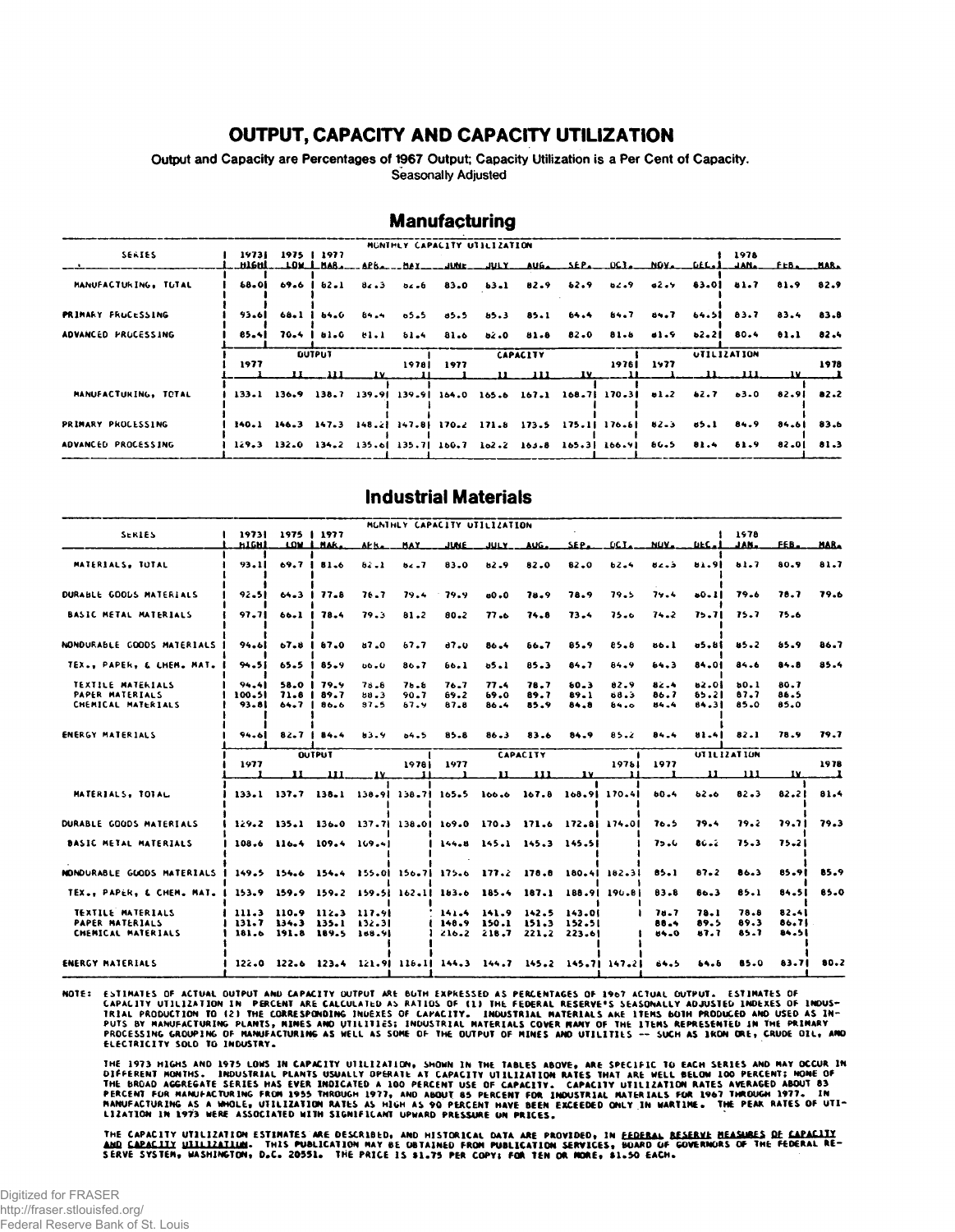# OUTPUT, CAPACITY AND CAPACITY UTILIZATION

Output and Capacity are Percentages of 1967 Output; Capacity Utilization is a Per Cent of Capacity.
Seasonally Adjusted

## Manufacturing

| SERIES | 1973 HIGH | 1975 LOW | 1977 MAR. | APR. | MAY | JUNE | JULY | AUG. | SEP. | OCT. | NOV. | DEC. | 1978 JAN. | FEB. | MAR. |
|---|---|---|---|---|---|---|---|---|---|---|---|---|---|---|---|
| | MONTHLY CAPACITY UTILIZATION | | | | | | | | | | | | | | |
| MANUFACTURING, TOTAL | 88.0 | 69.6 | 82.1 | 82.3 | 82.6 | 83.0 | 83.1 | 82.9 | 82.9 | 82.9 | 82.9 | 83.0 | 81.7 | 81.9 | 82.9 |
| PRIMARY PROCESSING | 93.6 | 68.1 | 84.0 | 84.4 | 85.5 | 85.5 | 85.3 | 85.1 | 84.4 | 84.7 | 84.7 | 84.5 | 83.7 | 83.4 | 83.8 |
| ADVANCED PROCESSING | 85.4 | 70.4 | 81.0 | 81.1 | 81.4 | 81.6 | 82.0 | 81.8 | 82.0 | 81.8 | 81.9 | 82.2 | 80.4 | 81.1 | 82.4 |

| SERIES | OUTPUT 1977 I | II | III | IV | 1978 I | CAPACITY 1977 I | II | III | IV | 1978 I | UTILIZATION 1977 I | II | III | IV | 1978 I |
|---|---|---|---|---|---|---|---|---|---|---|---|---|---|---|---|
| MANUFACTURING, TOTAL | 133.1 | 136.9 | 138.7 | 139.9 | 139.9 | 164.0 | 165.6 | 167.1 | 168.7 | 170.3 | 81.2 | 82.7 | 83.0 | 82.9 | 82.2 |
| PRIMARY PROCESSING | 140.1 | 146.3 | 147.3 | 148.2 | 147.8 | 170.2 | 171.8 | 173.5 | 175.1 | 176.6 | 82.3 | 85.1 | 84.9 | 84.6 | 83.6 |
| ADVANCED PROCESSING | 129.3 | 132.0 | 134.2 | 135.6 | 135.7 | 160.7 | 162.2 | 163.8 | 165.3 | 166.9 | 80.5 | 81.4 | 81.9 | 82.0 | 81.3 |

## Industrial Materials

| SERIES | 1973 HIGH | 1975 LOW | 1977 MAR. | APR. | MAY | JUNE | JULY | AUG. | SEP. | OCT. | NOV. | DEC. | 1978 JAN. | FEB. | MAR. |
|---|---|---|---|---|---|---|---|---|---|---|---|---|---|---|---|
| | MONTHLY CAPACITY UTILIZATION | | | | | | | | | | | | | | |
| MATERIALS, TOTAL | 93.1 | 69.7 | 81.6 | 82.1 | 82.7 | 83.0 | 82.9 | 82.0 | 82.0 | 82.4 | 82.3 | 81.9 | 81.7 | 80.9 | 81.7 |
| DURABLE GOODS MATERIALS | 92.5 | 64.3 | 77.8 | 76.7 | 79.4 | 79.9 | 80.0 | 78.9 | 78.9 | 79.5 | 79.4 | 80.1 | 79.6 | 78.7 | 79.6 |
| BASIC METAL MATERIALS | 97.7 | 66.1 | 78.4 | 79.3 | 81.2 | 80.2 | 77.6 | 74.8 | 73.4 | 75.6 | 74.2 | 75.7 | 75.7 | 75.6 | |
| NONDURABLE GOODS MATERIALS | 94.6 | 67.8 | 87.0 | 87.0 | 87.7 | 87.0 | 86.4 | 86.7 | 85.9 | 85.8 | 86.1 | 85.8 | 85.2 | 85.9 | 86.7 |
| TEX., PAPER, & CHEM. MAT. | 94.5 | 65.5 | 85.9 | 86.0 | 86.7 | 86.1 | 85.1 | 85.3 | 84.7 | 84.9 | 84.3 | 84.0 | 84.6 | 84.8 | 85.4 |
| TEXTILE MATERIALS | 94.4 | 58.0 | 79.9 | 78.8 | 76.8 | 76.7 | 77.4 | 78.7 | 80.3 | 82.9 | 82.4 | 82.0 | 80.1 | 80.7 | |
| PAPER MATERIALS | 100.5 | 71.8 | 89.7 | 88.3 | 90.7 | 89.2 | 89.0 | 89.7 | 89.1 | 88.3 | 86.7 | 85.2 | 87.7 | 86.5 | |
| CHEMICAL MATERIALS | 93.8 | 64.7 | 86.6 | 87.5 | 87.9 | 87.8 | 86.4 | 85.9 | 84.8 | 84.0 | 84.4 | 84.3 | 85.0 | 85.0 | |
| ENERGY MATERIALS | 94.6 | 82.7 | 84.4 | 83.9 | 84.5 | 85.8 | 86.3 | 83.6 | 84.9 | 85.2 | 84.4 | 81.4 | 82.1 | 78.9 | 79.7 |

| SERIES | OUTPUT 1977 I | II | III | IV | 1978 I | CAPACITY 1977 I | II | III | IV | 1978 I | UTILIZATION 1977 I | II | III | IV | 1978 I |
|---|---|---|---|---|---|---|---|---|---|---|---|---|---|---|---|
| MATERIALS, TOTAL | 133.1 | 137.7 | 138.1 | 138.9 | 138.7 | 165.5 | 166.6 | 167.8 | 168.9 | 170.4 | 80.4 | 82.6 | 82.3 | 82.2 | 81.4 |
| DURABLE GOODS MATERIALS | 129.2 | 135.1 | 136.0 | 137.7 | 138.0 | 169.0 | 170.3 | 171.6 | 172.8 | 174.0 | 76.5 | 79.4 | 79.2 | 79.7 | 79.3 |
| BASIC METAL MATERIALS | 108.6 | 116.4 | 109.4 | 109.4 | | 144.8 | 145.1 | 145.3 | 145.5 | | 75.0 | 80.2 | 75.3 | 75.2 | |
| NONDURABLE GOODS MATERIALS | 149.5 | 154.6 | 154.4 | 155.0 | 156.7 | 175.6 | 177.2 | 178.8 | 180.4 | 182.3 | 85.1 | 87.2 | 86.3 | 85.9 | 85.9 |
| TEX., PAPER, & CHEM. MAT. | 153.9 | 159.9 | 159.2 | 159.5 | 162.1 | 183.6 | 185.4 | 187.1 | 188.9 | 190.8 | 83.8 | 86.3 | 85.1 | 84.5 | 85.0 |
| TEXTILE MATERIALS | 111.3 | 110.9 | 112.3 | 117.9 | | 141.4 | 141.9 | 142.5 | 143.0 | | 78.7 | 78.1 | 78.8 | 82.4 | |
| PAPER MATERIALS | 131.7 | 134.3 | 135.1 | 132.3 | | 148.9 | 150.1 | 151.3 | 152.5 | | 88.4 | 89.5 | 89.3 | 86.7 | |
| CHEMICAL MATERIALS | 181.6 | 191.8 | 189.5 | 188.9 | | 216.2 | 218.7 | 221.2 | 223.6 | | 84.0 | 87.7 | 85.7 | 84.5 | |
| ENERGY MATERIALS | 122.0 | 122.6 | 123.4 | 121.9 | 118.1 | 144.3 | 144.7 | 145.2 | 145.7 | 147.2 | 84.5 | 84.8 | 85.0 | 83.7 | 80.2 |

NOTE: ESTIMATES OF ACTUAL OUTPUT AND CAPACITY OUTPUT ARE BOTH EXPRESSED AS PERCENTAGES OF 1967 ACTUAL OUTPUT. ESTIMATES OF CAPACITY UTILIZATION IN PERCENT ARE CALCULATED AS RATIOS OF (1) THE FEDERAL RESERVE'S SEASONALLY ADJUSTED INDEXES OF INDUSTRIAL PRODUCTION TO (2) THE CORRESPONDING INDEXES OF CAPACITY. INDUSTRIAL MATERIALS ARE ITEMS BOTH PRODUCED AND USED AS INPUTS BY MANUFACTURING PLANTS, MINES AND UTILITIES; INDUSTRIAL MATERIALS COVER MANY OF THE ITEMS REPRESENTED IN THE PRIMARY PROCESSING GROUPING OF MANUFACTURING AS WELL AS SOME OF THE OUTPUT OF MINES AND UTILITIES -- SUCH AS IRON ORE, CRUDE OIL, AND ELECTRICITY SOLD TO INDUSTRY.

THE 1973 HIGHS AND 1975 LOWS IN CAPACITY UTILIZATION, SHOWN IN THE TABLES ABOVE, ARE SPECIFIC TO EACH SERIES AND MAY OCCUR IN DIFFERENT MONTHS. INDUSTRIAL PLANTS USUALLY OPERATE AT CAPACITY UTILIZATION RATES THAT ARE WELL BELOW 100 PERCENT; NONE OF THE BROAD AGGREGATE SERIES HAS EVER INDICATED A 100 PERCENT USE OF CAPACITY. CAPACITY UTILIZATION RATES AVERAGED ABOUT 83 PERCENT FOR MANUFACTURING FROM 1955 THROUGH 1977, AND ABOUT 85 PERCENT FOR INDUSTRIAL MATERIALS FOR 1967 THROUGH 1977. IN MANUFACTURING AS A WHOLE, UTILIZATION RATES AS HIGH AS 90 PERCENT HAVE BEEN EXCEEDED ONLY IN WARTIME. THE PEAK RATES OF UTILIZATION IN 1973 WERE ASSOCIATED WITH SIGNIFICANT UPWARD PRESSURE ON PRICES.

THE CAPACITY UTILIZATION ESTIMATES ARE DESCRIBED, AND HISTORICAL DATA ARE PROVIDED, IN FEDERAL RESERVE MEASURES OF CAPACITY AND CAPACITY UTILIZATION. THIS PUBLICATION MAY BE OBTAINED FROM PUBLICATION SERVICES, BOARD OF GOVERNORS OF THE FEDERAL RESERVE SYSTEM, WASHINGTON, D.C. 20551. THE PRICE IS $1.75 PER COPY; FOR TEN OR MORE, $1.50 EACH.